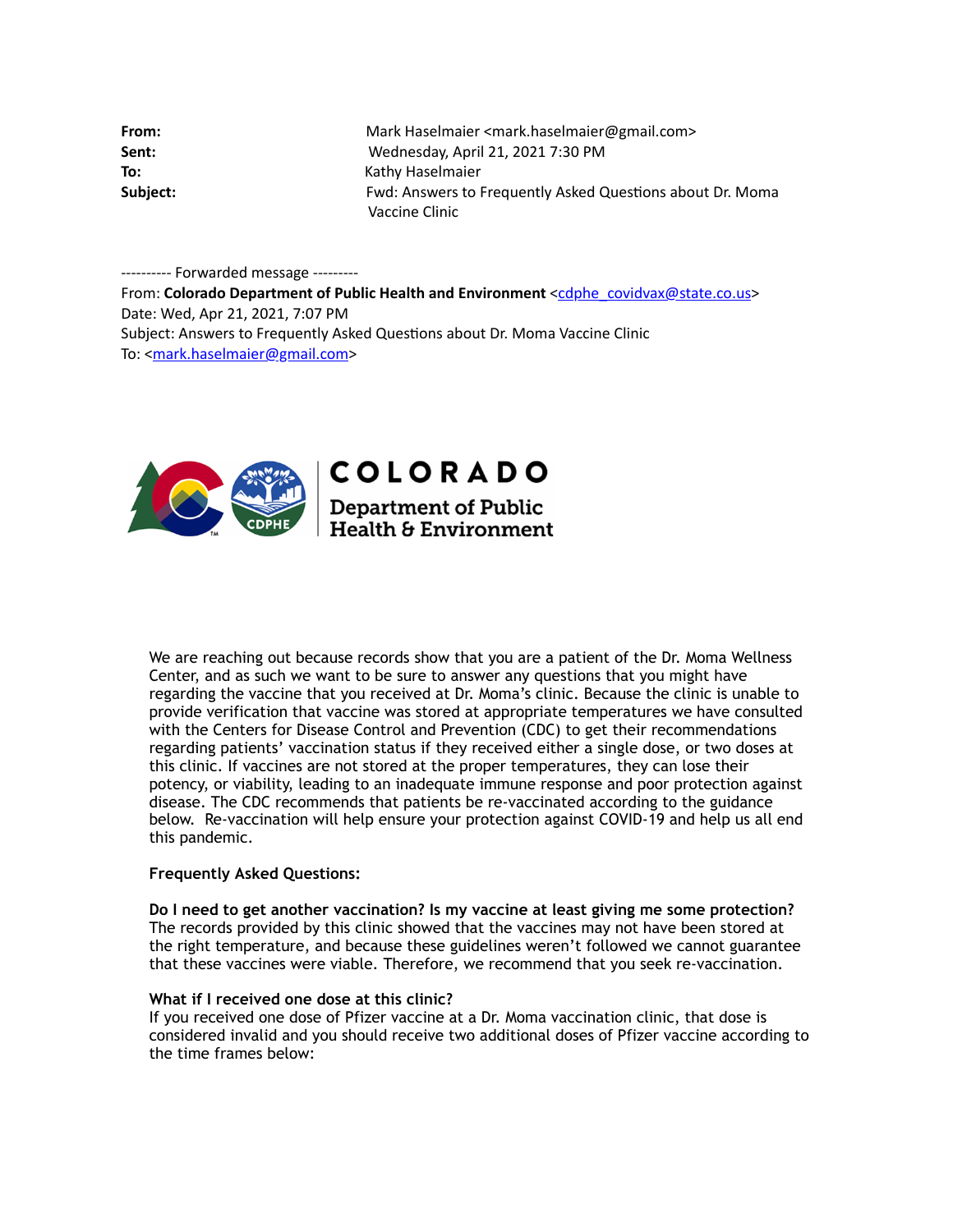**From:** Mark Haselmaier <mark.haselmaier@gmail.com>
**Sent:** Wednesday, April 21, 2021 7:30 PM
**To:** Kathy Haselmaier
**Subject:** Fwd: Answers to Frequently Asked Questions about Dr. Moma Vaccine Clinic

---------- Forwarded message ---------
From: **Colorado Department of Public Health and Environment** <cdphe_covidvax@state.co.us>
Date: Wed, Apr 21, 2021, 7:07 PM
Subject: Answers to Frequently Asked Questions about Dr. Moma Vaccine Clinic
To: <mark.haselmaier@gmail.com>

COLORADO
Department of Public Health & Environment

We are reaching out because records show that you are a patient of the Dr. Moma Wellness Center, and as such we want to be sure to answer any questions that you might have regarding the vaccine that you received at Dr. Moma's clinic. Because the clinic is unable to provide verification that vaccine was stored at appropriate temperatures we have consulted with the Centers for Disease Control and Prevention (CDC) to get their recommendations regarding patients' vaccination status if they received either a single dose, or two doses at this clinic. If vaccines are not stored at the proper temperatures, they can lose their potency, or viability, leading to an inadequate immune response and poor protection against disease. The CDC recommends that patients be re-vaccinated according to the guidance below. Re-vaccination will help ensure your protection against COVID-19 and help us all end this pandemic.

**Frequently Asked Questions:**

**Do I need to get another vaccination? Is my vaccine at least giving me some protection?**
The records provided by this clinic showed that the vaccines may not have been stored at the right temperature, and because these guidelines weren't followed we cannot guarantee that these vaccines were viable. Therefore, we recommend that you seek re-vaccination.

**What if I received one dose at this clinic?**
If you received one dose of Pfizer vaccine at a Dr. Moma vaccination clinic, that dose is considered invalid and you should receive two additional doses of Pfizer vaccine according to the time frames below: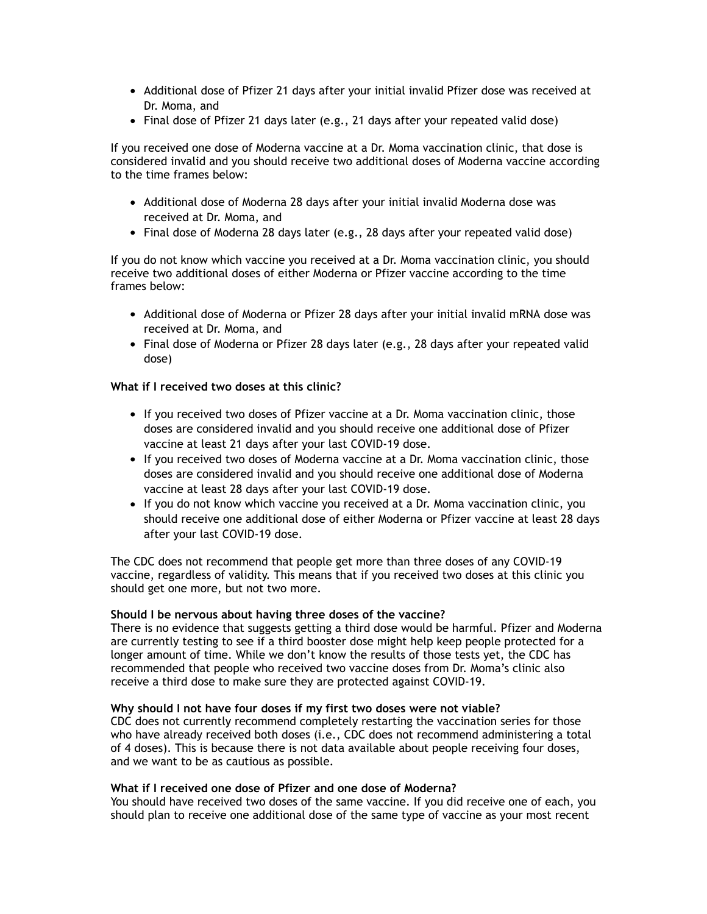- Additional dose of Pfizer 21 days after your initial invalid Pfizer dose was received at Dr. Moma, and
- Final dose of Pfizer 21 days later (e.g., 21 days after your repeated valid dose)

If you received one dose of Moderna vaccine at a Dr. Moma vaccination clinic, that dose is considered invalid and you should receive two additional doses of Moderna vaccine according to the time frames below:

- Additional dose of Moderna 28 days after your initial invalid Moderna dose was received at Dr. Moma, and
- Final dose of Moderna 28 days later (e.g., 28 days after your repeated valid dose)

If you do not know which vaccine you received at a Dr. Moma vaccination clinic, you should receive two additional doses of either Moderna or Pfizer vaccine according to the time frames below:

- Additional dose of Moderna or Pfizer 28 days after your initial invalid mRNA dose was received at Dr. Moma, and
- Final dose of Moderna or Pfizer 28 days later (e.g., 28 days after your repeated valid dose)

**What if I received two doses at this clinic?**

- If you received two doses of Pfizer vaccine at a Dr. Moma vaccination clinic, those doses are considered invalid and you should receive one additional dose of Pfizer vaccine at least 21 days after your last COVID-19 dose.
- If you received two doses of Moderna vaccine at a Dr. Moma vaccination clinic, those doses are considered invalid and you should receive one additional dose of Moderna vaccine at least 28 days after your last COVID-19 dose.
- If you do not know which vaccine you received at a Dr. Moma vaccination clinic, you should receive one additional dose of either Moderna or Pfizer vaccine at least 28 days after your last COVID-19 dose.

The CDC does not recommend that people get more than three doses of any COVID-19 vaccine, regardless of validity. This means that if you received two doses at this clinic you should get one more, but not two more.

**Should I be nervous about having three doses of the vaccine?**
There is no evidence that suggests getting a third dose would be harmful. Pfizer and Moderna are currently testing to see if a third booster dose might help keep people protected for a longer amount of time. While we don't know the results of those tests yet, the CDC has recommended that people who received two vaccine doses from Dr. Moma's clinic also receive a third dose to make sure they are protected against COVID-19.

**Why should I not have four doses if my first two doses were not viable?**
CDC does not currently recommend completely restarting the vaccination series for those who have already received both doses (i.e., CDC does not recommend administering a total of 4 doses). This is because there is not data available about people receiving four doses, and we want to be as cautious as possible.

**What if I received one dose of Pfizer and one dose of Moderna?**
You should have received two doses of the same vaccine. If you did receive one of each, you should plan to receive one additional dose of the same type of vaccine as your most recent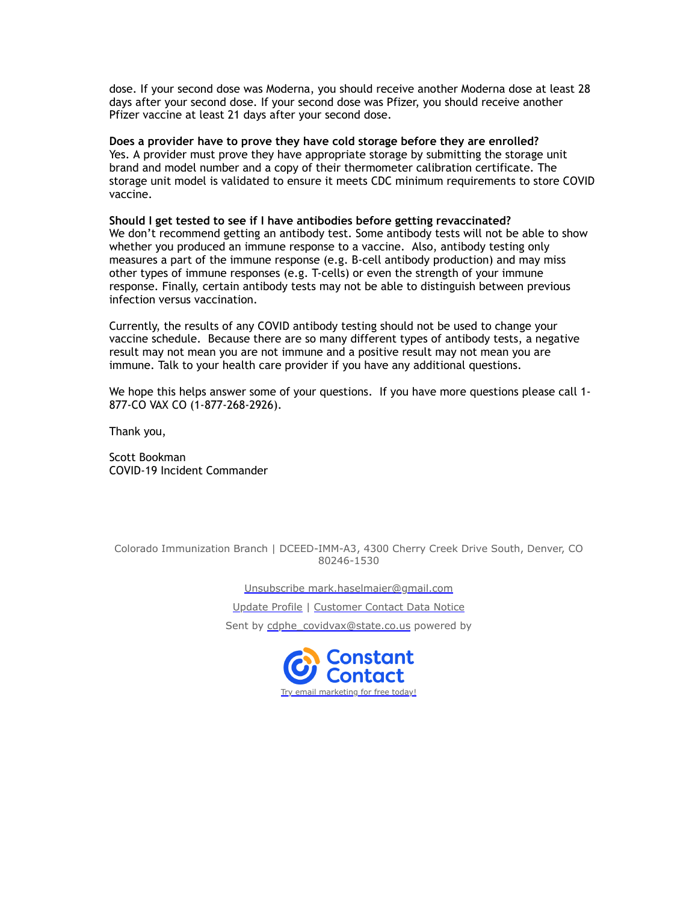dose. If your second dose was Moderna, you should receive another Moderna dose at least 28 days after your second dose. If your second dose was Pfizer, you should receive another Pfizer vaccine at least 21 days after your second dose.

**Does a provider have to prove they have cold storage before they are enrolled?**
Yes. A provider must prove they have appropriate storage by submitting the storage unit brand and model number and a copy of their thermometer calibration certificate. The storage unit model is validated to ensure it meets CDC minimum requirements to store COVID vaccine.

**Should I get tested to see if I have antibodies before getting revaccinated?**
We don't recommend getting an antibody test. Some antibody tests will not be able to show whether you produced an immune response to a vaccine. Also, antibody testing only measures a part of the immune response (e.g. B-cell antibody production) and may miss other types of immune responses (e.g. T-cells) or even the strength of your immune response. Finally, certain antibody tests may not be able to distinguish between previous infection versus vaccination.

Currently, the results of any COVID antibody testing should not be used to change your vaccine schedule. Because there are so many different types of antibody tests, a negative result may not mean you are not immune and a positive result may not mean you are immune. Talk to your health care provider if you have any additional questions.

We hope this helps answer some of your questions. If you have more questions please call 1-877-CO VAX CO (1-877-268-2926).

Thank you,

Scott Bookman
COVID-19 Incident Commander

Colorado Immunization Branch | DCEED-IMM-A3, 4300 Cherry Creek Drive South, Denver, CO 80246-1530

Unsubscribe mark.haselmaier@gmail.com

Update Profile | Customer Contact Data Notice

Sent by cdphe_covidvax@state.co.us powered by

Constant Contact

Try email marketing for free today!